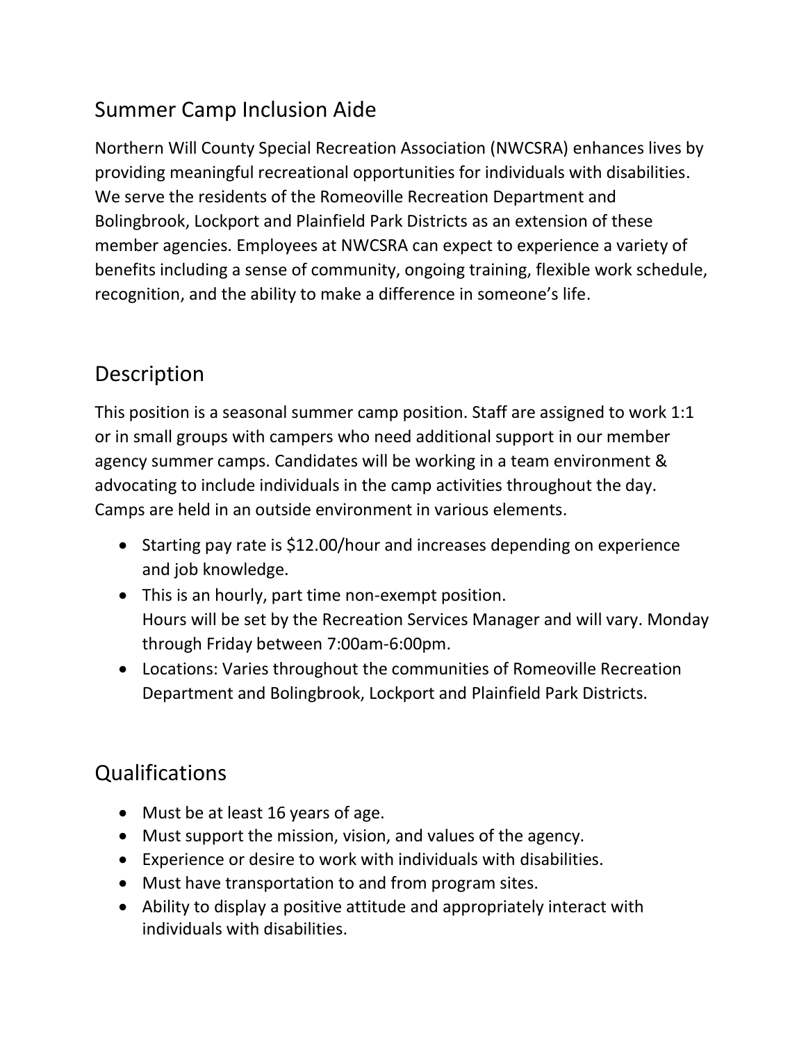## Summer Camp Inclusion Aide

Northern Will County Special Recreation Association (NWCSRA) enhances lives by providing meaningful recreational opportunities for individuals with disabilities. We serve the residents of the Romeoville Recreation Department and Bolingbrook, Lockport and Plainfield Park Districts as an extension of these member agencies. Employees at NWCSRA can expect to experience a variety of benefits including a sense of community, ongoing training, flexible work schedule, recognition, and the ability to make a difference in someone's life.

## Description

This position is a seasonal summer camp position. Staff are assigned to work 1:1 or in small groups with campers who need additional support in our member agency summer camps. Candidates will be working in a team environment & advocating to include individuals in the camp activities throughout the day. Camps are held in an outside environment in various elements.

- Starting pay rate is $12.00/hour and increases depending on experience and job knowledge.
- This is an hourly, part time non-exempt position.
  Hours will be set by the Recreation Services Manager and will vary. Monday through Friday between 7:00am-6:00pm.
- Locations: Varies throughout the communities of Romeoville Recreation Department and Bolingbrook, Lockport and Plainfield Park Districts.

## Qualifications

- Must be at least 16 years of age.
- Must support the mission, vision, and values of the agency.
- Experience or desire to work with individuals with disabilities.
- Must have transportation to and from program sites.
- Ability to display a positive attitude and appropriately interact with individuals with disabilities.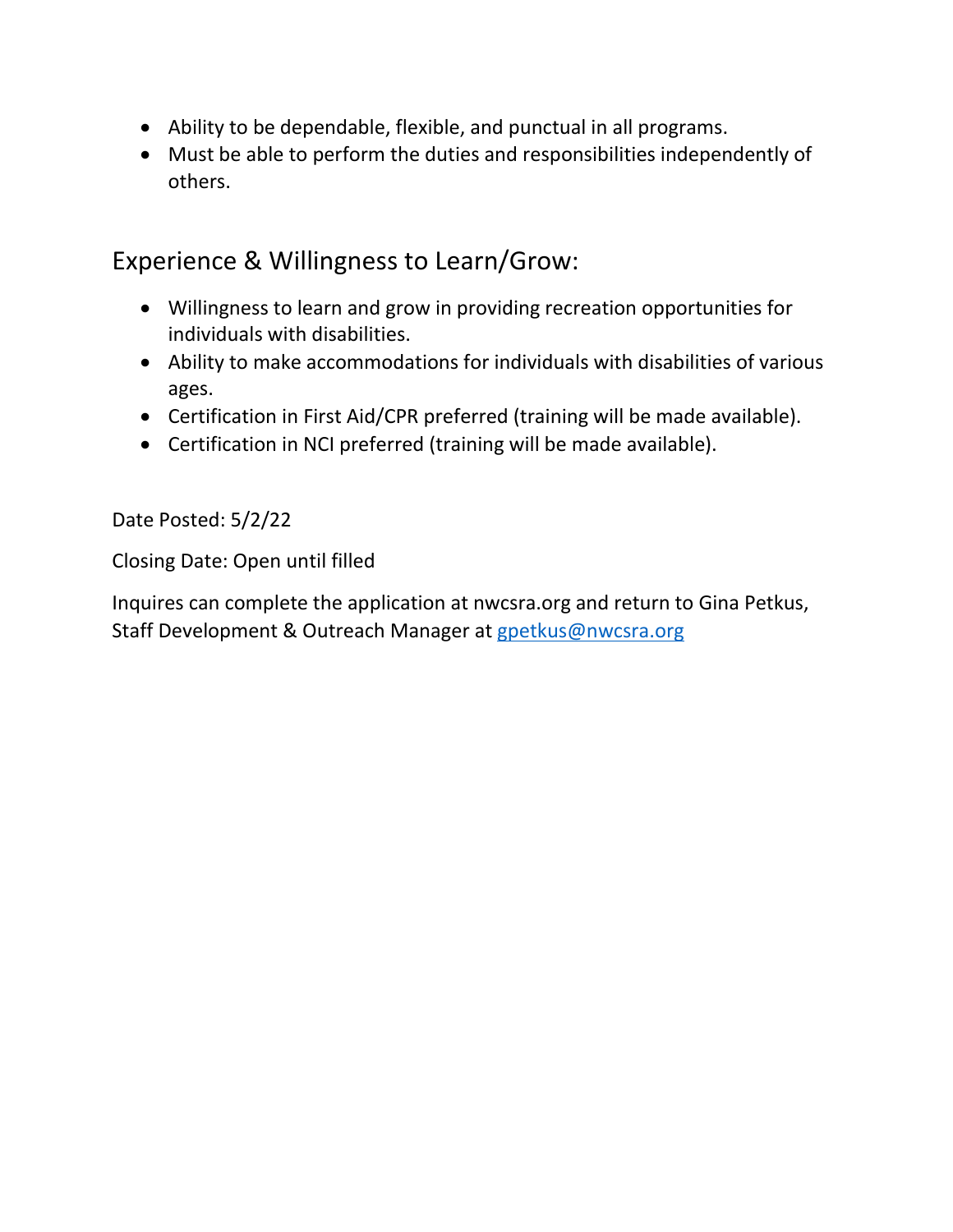- Ability to be dependable, flexible, and punctual in all programs.
- Must be able to perform the duties and responsibilities independently of others.

## Experience & Willingness to Learn/Grow:

- Willingness to learn and grow in providing recreation opportunities for individuals with disabilities.
- Ability to make accommodations for individuals with disabilities of various ages.
- Certification in First Aid/CPR preferred (training will be made available).
- Certification in NCI preferred (training will be made available).

Date Posted: 5/2/22

Closing Date: Open until filled

Inquires can complete the application at nwcsra.org and return to Gina Petkus, Staff Development & Outreach Manager at gpetkus@nwcsra.org